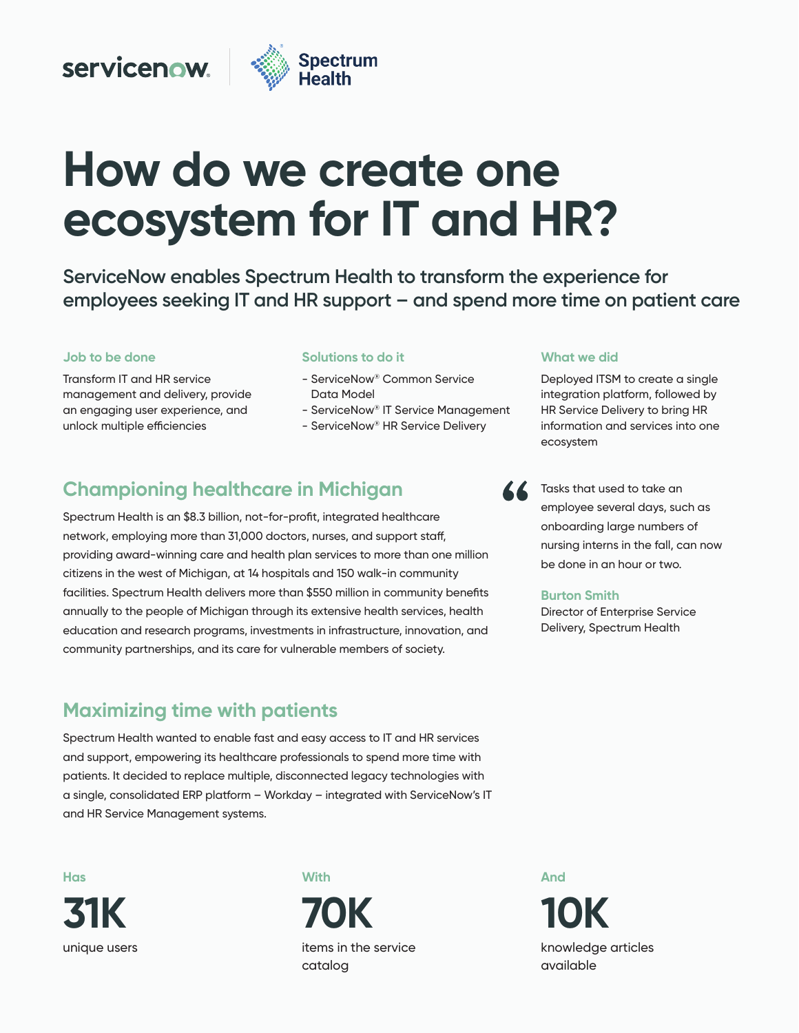# How do we create one ecosystem for IT and HR?

## ServiceNow enables Spectrum Health to transform the experience for employees seeking IT and HR support – and spend more time on patient care

### Job to be done

Transform IT and HR service management and delivery, provide an engaging user experience, and unlock multiple efficiencies

### Solutions to do it

- ServiceNow® Common Service Data Model
- ServiceNow® IT Service Management
- ServiceNow® HR Service Delivery

### What we did

Deployed ITSM to create a single integration platform, followed by HR Service Delivery to bring HR information and services into one ecosystem

## Championing healthcare in Michigan

Spectrum Health is an $8.3 billion, not-for-profit, integrated healthcare network, employing more than 31,000 doctors, nurses, and support staff, providing award-winning care and health plan services to more than one million citizens in the west of Michigan, at 14 hospitals and 150 walk-in community facilities. Spectrum Health delivers more than $550 million in community benefits annually to the people of Michigan through its extensive health services, health education and research programs, investments in infrastructure, innovation, and community partnerships, and its care for vulnerable members of society.

> Tasks that used to take an employee several days, such as onboarding large numbers of nursing interns in the fall, can now be done in an hour or two.
>
> **Burton Smith**
> Director of Enterprise Service Delivery, Spectrum Health

## Maximizing time with patients

Spectrum Health wanted to enable fast and easy access to IT and HR services and support, empowering its healthcare professionals to spend more time with patients. It decided to replace multiple, disconnected legacy technologies with a single, consolidated ERP platform – Workday – integrated with ServiceNow's IT and HR Service Management systems.

**Has**
**31K**
unique users

**With**
**70K**
items in the service catalog

**And**
**10K**
knowledge articles available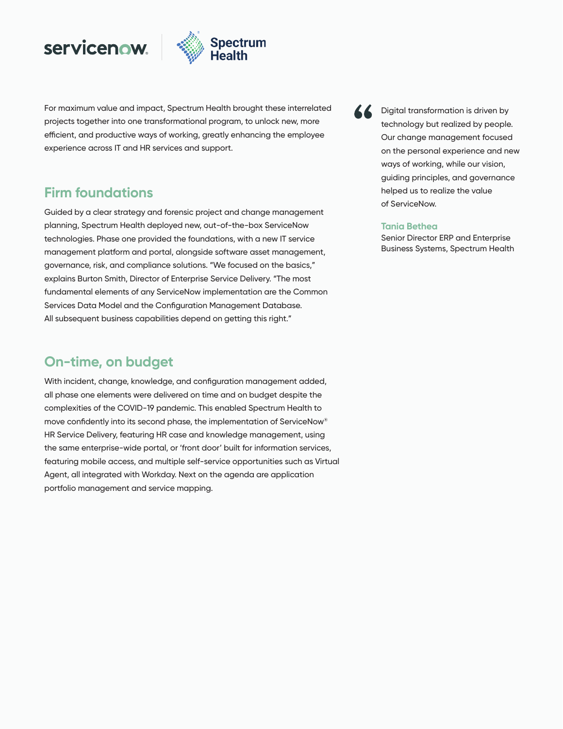For maximum value and impact, Spectrum Health brought these interrelated projects together into one transformational program, to unlock new, more efficient, and productive ways of working, greatly enhancing the employee experience across IT and HR services and support.

## Firm foundations

Guided by a clear strategy and forensic project and change management planning, Spectrum Health deployed new, out-of-the-box ServiceNow technologies. Phase one provided the foundations, with a new IT service management platform and portal, alongside software asset management, governance, risk, and compliance solutions. "We focused on the basics," explains Burton Smith, Director of Enterprise Service Delivery. "The most fundamental elements of any ServiceNow implementation are the Common Services Data Model and the Configuration Management Database. All subsequent business capabilities depend on getting this right."

## On-time, on budget

With incident, change, knowledge, and configuration management added, all phase one elements were delivered on time and on budget despite the complexities of the COVID-19 pandemic. This enabled Spectrum Health to move confidently into its second phase, the implementation of ServiceNow® HR Service Delivery, featuring HR case and knowledge management, using the same enterprise-wide portal, or 'front door' built for information services, featuring mobile access, and multiple self-service opportunities such as Virtual Agent, all integrated with Workday. Next on the agenda are application portfolio management and service mapping.

> "Digital transformation is driven by technology but realized by people. Our change management focused on the personal experience and new ways of working, while our vision, guiding principles, and governance helped us to realize the value of ServiceNow.
>
> **Tania Bethea**
> Senior Director ERP and Enterprise Business Systems, Spectrum Health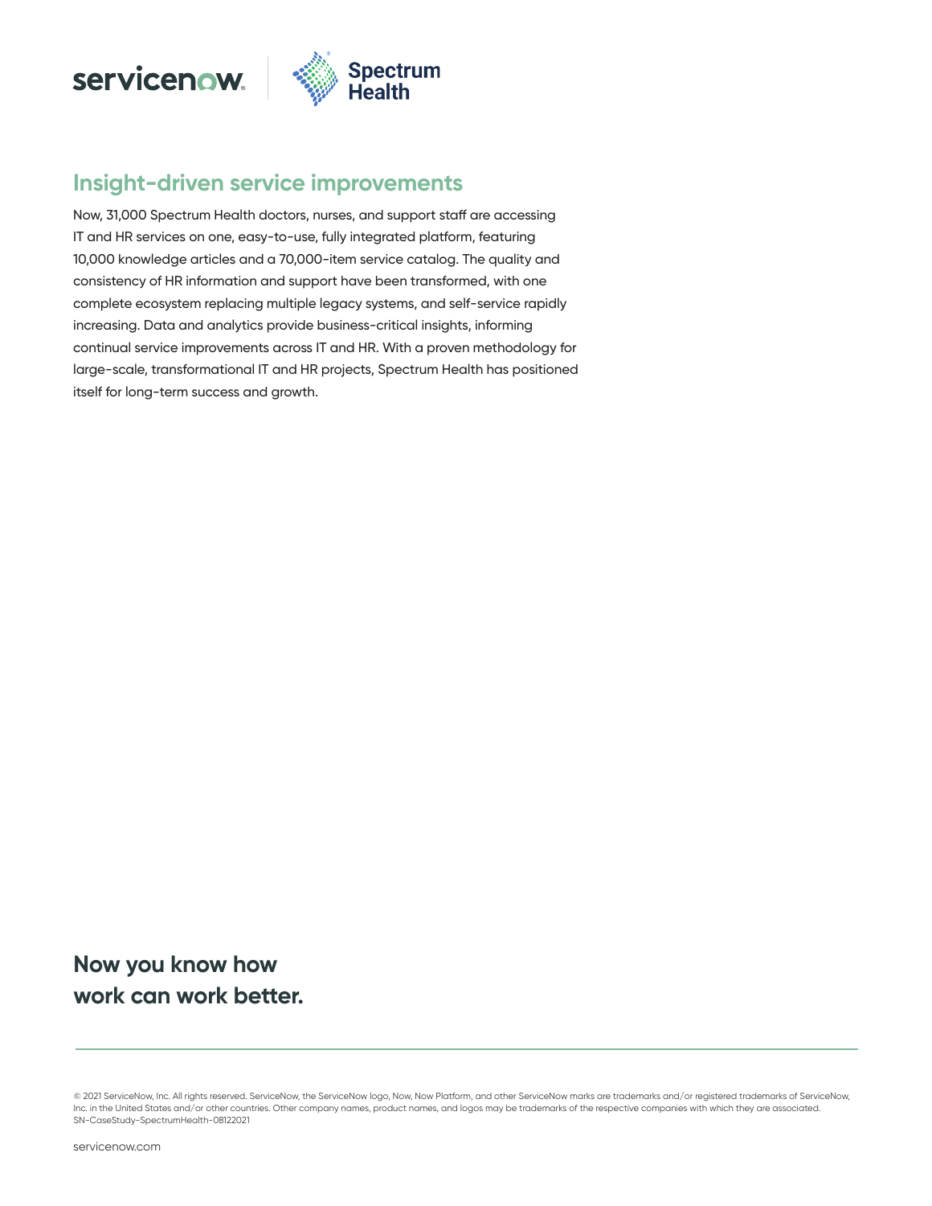## Insight-driven service improvements

Now, 31,000 Spectrum Health doctors, nurses, and support staff are accessing IT and HR services on one, easy-to-use, fully integrated platform, featuring 10,000 knowledge articles and a 70,000-item service catalog. The quality and consistency of HR information and support have been transformed, with one complete ecosystem replacing multiple legacy systems, and self-service rapidly increasing. Data and analytics provide business-critical insights, informing continual service improvements across IT and HR. With a proven methodology for large-scale, transformational IT and HR projects, Spectrum Health has positioned itself for long-term success and growth.

**Now you know how work can work better.**

© 2021 ServiceNow, Inc. All rights reserved. ServiceNow, the ServiceNow logo, Now, Now Platform, and other ServiceNow marks are trademarks and/or registered trademarks of ServiceNow, Inc. in the United States and/or other countries. Other company names, product names, and logos may be trademarks of the respective companies with which they are associated.
SN-CaseStudy-SpectrumHealth-08122021

servicenow.com